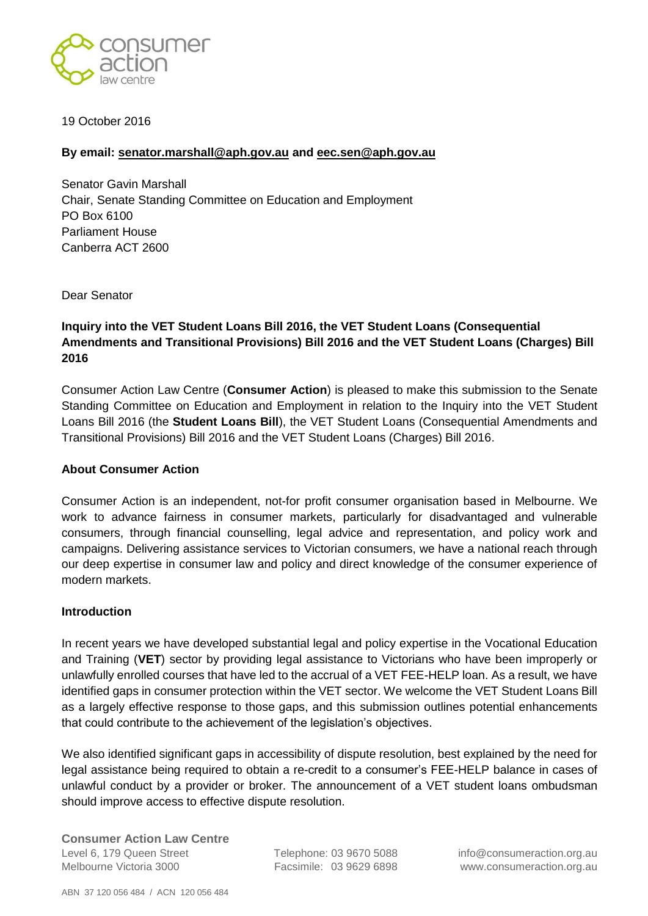19 October 2016

**By email: senator.marshall@aph.gov.au and eec.sen@aph.gov.au**

Senator Gavin Marshall
Chair, Senate Standing Committee on Education and Employment
PO Box 6100
Parliament House
Canberra ACT 2600

Dear Senator

**Inquiry into the VET Student Loans Bill 2016, the VET Student Loans (Consequential Amendments and Transitional Provisions) Bill 2016 and the VET Student Loans (Charges) Bill 2016**

Consumer Action Law Centre (**Consumer Action**) is pleased to make this submission to the Senate Standing Committee on Education and Employment in relation to the Inquiry into the VET Student Loans Bill 2016 (the **Student Loans Bill**), the VET Student Loans (Consequential Amendments and Transitional Provisions) Bill 2016 and the VET Student Loans (Charges) Bill 2016.

**About Consumer Action**

Consumer Action is an independent, not-for profit consumer organisation based in Melbourne. We work to advance fairness in consumer markets, particularly for disadvantaged and vulnerable consumers, through financial counselling, legal advice and representation, and policy work and campaigns. Delivering assistance services to Victorian consumers, we have a national reach through our deep expertise in consumer law and policy and direct knowledge of the consumer experience of modern markets.

**Introduction**

In recent years we have developed substantial legal and policy expertise in the Vocational Education and Training (**VET**) sector by providing legal assistance to Victorians who have been improperly or unlawfully enrolled courses that have led to the accrual of a VET FEE-HELP loan. As a result, we have identified gaps in consumer protection within the VET sector. We welcome the VET Student Loans Bill as a largely effective response to those gaps, and this submission outlines potential enhancements that could contribute to the achievement of the legislation's objectives.

We also identified significant gaps in accessibility of dispute resolution, best explained by the need for legal assistance being required to obtain a re-credit to a consumer's FEE-HELP balance in cases of unlawful conduct by a provider or broker. The announcement of a VET student loans ombudsman should improve access to effective dispute resolution.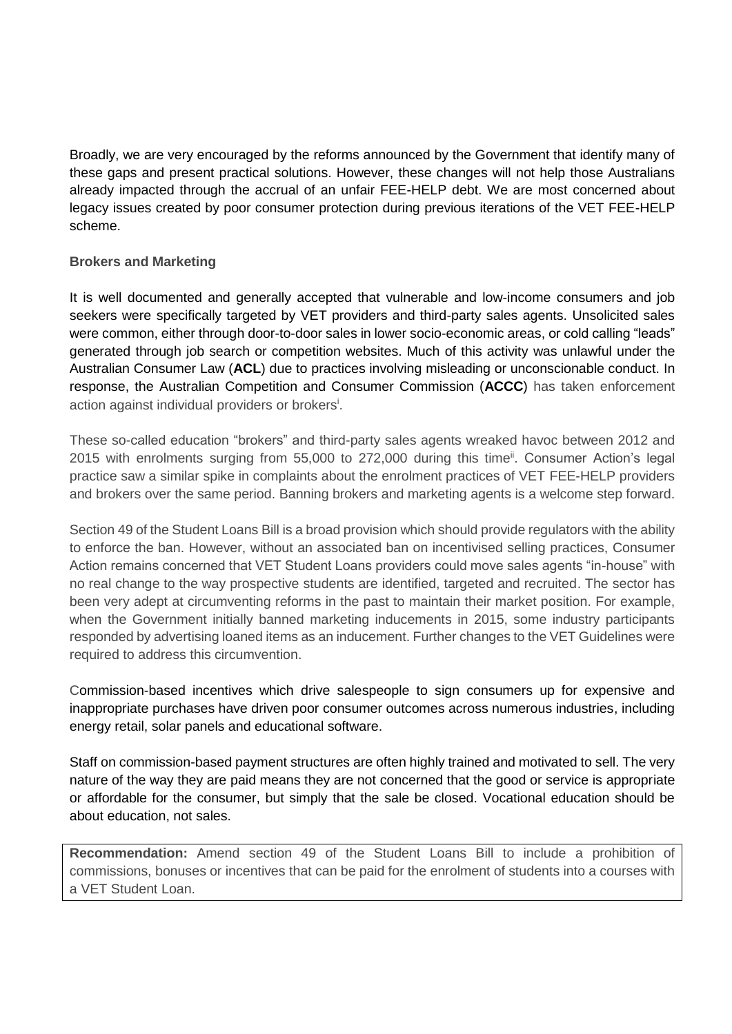Broadly, we are very encouraged by the reforms announced by the Government that identify many of these gaps and present practical solutions. However, these changes will not help those Australians already impacted through the accrual of an unfair FEE-HELP debt. We are most concerned about legacy issues created by poor consumer protection during previous iterations of the VET FEE-HELP scheme.

### Brokers and Marketing

It is well documented and generally accepted that vulnerable and low-income consumers and job seekers were specifically targeted by VET providers and third-party sales agents. Unsolicited sales were common, either through door-to-door sales in lower socio-economic areas, or cold calling "leads" generated through job search or competition websites. Much of this activity was unlawful under the Australian Consumer Law (**ACL**) due to practices involving misleading or unconscionable conduct. In response, the Australian Competition and Consumer Commission (**ACCC**) has taken enforcement action against individual providers or brokers[i].

These so-called education "brokers" and third-party sales agents wreaked havoc between 2012 and 2015 with enrolments surging from 55,000 to 272,000 during this time[ii]. Consumer Action's legal practice saw a similar spike in complaints about the enrolment practices of VET FEE-HELP providers and brokers over the same period. Banning brokers and marketing agents is a welcome step forward.

Section 49 of the Student Loans Bill is a broad provision which should provide regulators with the ability to enforce the ban. However, without an associated ban on incentivised selling practices, Consumer Action remains concerned that VET Student Loans providers could move sales agents "in-house" with no real change to the way prospective students are identified, targeted and recruited. The sector has been very adept at circumventing reforms in the past to maintain their market position. For example, when the Government initially banned marketing inducements in 2015, some industry participants responded by advertising loaned items as an inducement. Further changes to the VET Guidelines were required to address this circumvention.

Commission-based incentives which drive salespeople to sign consumers up for expensive and inappropriate purchases have driven poor consumer outcomes across numerous industries, including energy retail, solar panels and educational software.

Staff on commission-based payment structures are often highly trained and motivated to sell. The very nature of the way they are paid means they are not concerned that the good or service is appropriate or affordable for the consumer, but simply that the sale be closed. Vocational education should be about education, not sales.

**Recommendation:** Amend section 49 of the Student Loans Bill to include a prohibition of commissions, bonuses or incentives that can be paid for the enrolment of students into a courses with a VET Student Loan.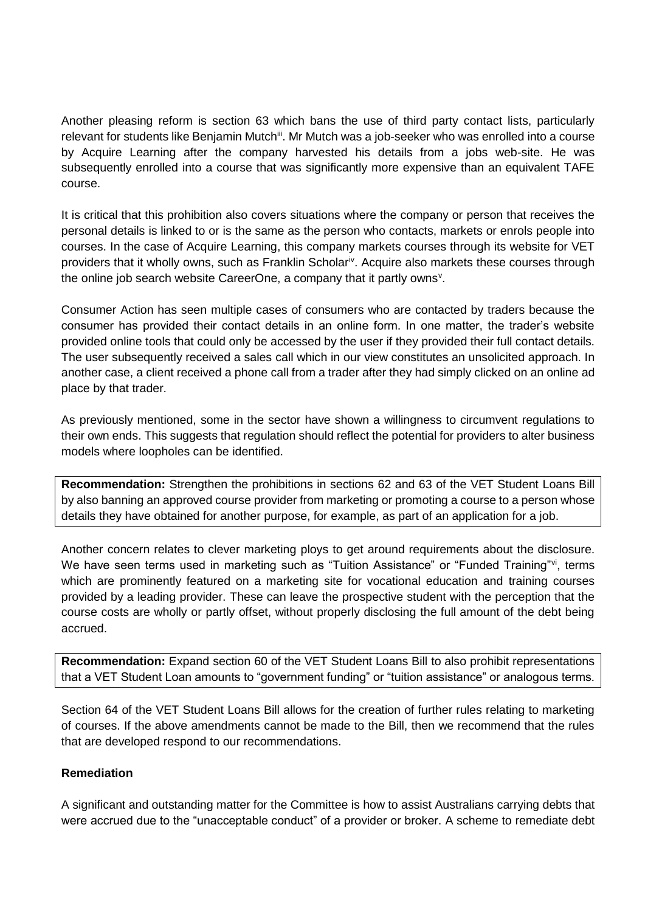Another pleasing reform is section 63 which bans the use of third party contact lists, particularly relevant for students like Benjamin Mutch[iii]. Mr Mutch was a job-seeker who was enrolled into a course by Acquire Learning after the company harvested his details from a jobs web-site. He was subsequently enrolled into a course that was significantly more expensive than an equivalent TAFE course.

It is critical that this prohibition also covers situations where the company or person that receives the personal details is linked to or is the same as the person who contacts, markets or enrols people into courses. In the case of Acquire Learning, this company markets courses through its website for VET providers that it wholly owns, such as Franklin Scholar[iv]. Acquire also markets these courses through the online job search website CareerOne, a company that it partly owns[v].

Consumer Action has seen multiple cases of consumers who are contacted by traders because the consumer has provided their contact details in an online form. In one matter, the trader's website provided online tools that could only be accessed by the user if they provided their full contact details. The user subsequently received a sales call which in our view constitutes an unsolicited approach. In another case, a client received a phone call from a trader after they had simply clicked on an online ad place by that trader.

As previously mentioned, some in the sector have shown a willingness to circumvent regulations to their own ends. This suggests that regulation should reflect the potential for providers to alter business models where loopholes can be identified.

**Recommendation:** Strengthen the prohibitions in sections 62 and 63 of the VET Student Loans Bill by also banning an approved course provider from marketing or promoting a course to a person whose details they have obtained for another purpose, for example, as part of an application for a job.

Another concern relates to clever marketing ploys to get around requirements about the disclosure. We have seen terms used in marketing such as "Tuition Assistance" or "Funded Training"[vi], terms which are prominently featured on a marketing site for vocational education and training courses provided by a leading provider. These can leave the prospective student with the perception that the course costs are wholly or partly offset, without properly disclosing the full amount of the debt being accrued.

**Recommendation:** Expand section 60 of the VET Student Loans Bill to also prohibit representations that a VET Student Loan amounts to "government funding" or "tuition assistance" or analogous terms.

Section 64 of the VET Student Loans Bill allows for the creation of further rules relating to marketing of courses. If the above amendments cannot be made to the Bill, then we recommend that the rules that are developed respond to our recommendations.

**Remediation**

A significant and outstanding matter for the Committee is how to assist Australians carrying debts that were accrued due to the "unacceptable conduct" of a provider or broker. A scheme to remediate debt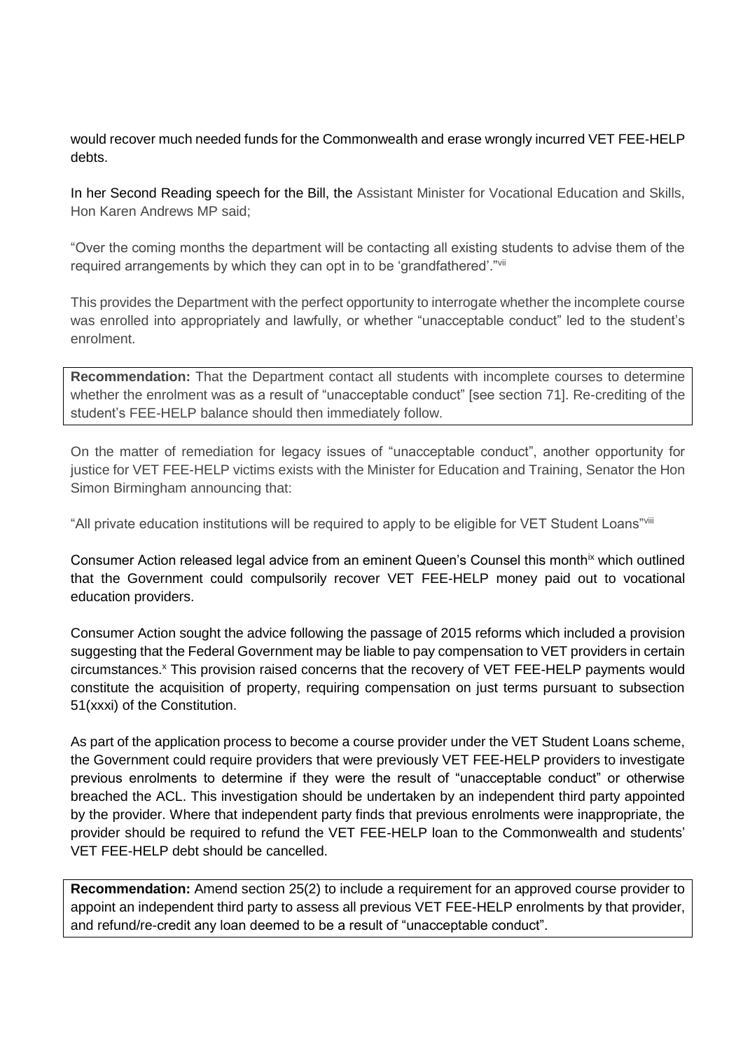would recover much needed funds for the Commonwealth and erase wrongly incurred VET FEE-HELP debts.

In her Second Reading speech for the Bill, the Assistant Minister for Vocational Education and Skills, Hon Karen Andrews MP said;

"Over the coming months the department will be contacting all existing students to advise them of the required arrangements by which they can opt in to be 'grandfathered'."[vii]

This provides the Department with the perfect opportunity to interrogate whether the incomplete course was enrolled into appropriately and lawfully, or whether "unacceptable conduct" led to the student's enrolment.

**Recommendation:** That the Department contact all students with incomplete courses to determine whether the enrolment was as a result of "unacceptable conduct" [see section 71]. Re-crediting of the student's FEE-HELP balance should then immediately follow.

On the matter of remediation for legacy issues of "unacceptable conduct", another opportunity for justice for VET FEE-HELP victims exists with the Minister for Education and Training, Senator the Hon Simon Birmingham announcing that:

"All private education institutions will be required to apply to be eligible for VET Student Loans"[viii]

Consumer Action released legal advice from an eminent Queen's Counsel this month[ix] which outlined that the Government could compulsorily recover VET FEE-HELP money paid out to vocational education providers.

Consumer Action sought the advice following the passage of 2015 reforms which included a provision suggesting that the Federal Government may be liable to pay compensation to VET providers in certain circumstances.[x] This provision raised concerns that the recovery of VET FEE-HELP payments would constitute the acquisition of property, requiring compensation on just terms pursuant to subsection 51(xxxi) of the Constitution.

As part of the application process to become a course provider under the VET Student Loans scheme, the Government could require providers that were previously VET FEE-HELP providers to investigate previous enrolments to determine if they were the result of "unacceptable conduct" or otherwise breached the ACL. This investigation should be undertaken by an independent third party appointed by the provider. Where that independent party finds that previous enrolments were inappropriate, the provider should be required to refund the VET FEE-HELP loan to the Commonwealth and students' VET FEE-HELP debt should be cancelled.

**Recommendation:** Amend section 25(2) to include a requirement for an approved course provider to appoint an independent third party to assess all previous VET FEE-HELP enrolments by that provider, and refund/re-credit any loan deemed to be a result of "unacceptable conduct".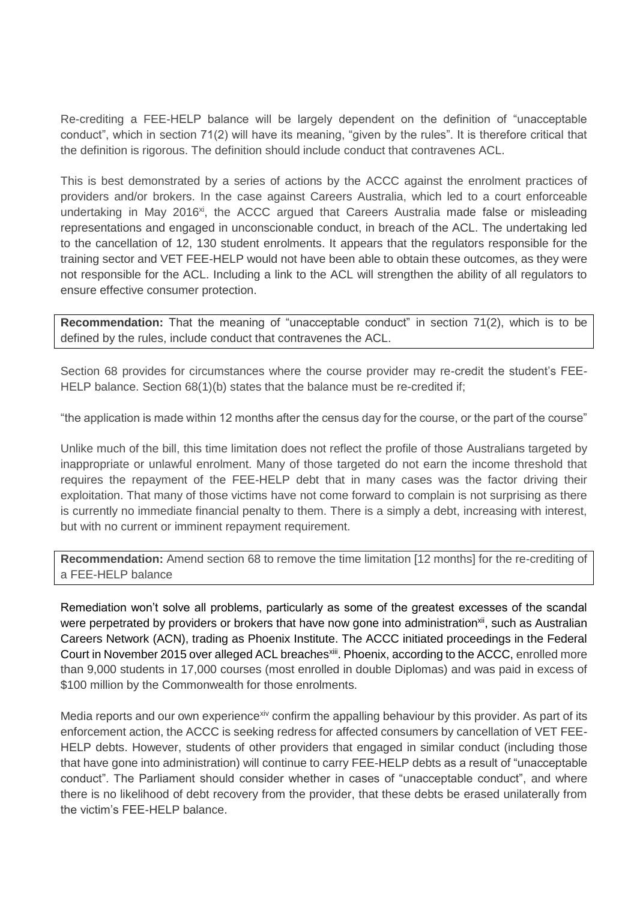Re-crediting a FEE-HELP balance will be largely dependent on the definition of "unacceptable conduct", which in section 71(2) will have its meaning, "given by the rules". It is therefore critical that the definition is rigorous. The definition should include conduct that contravenes ACL.

This is best demonstrated by a series of actions by the ACCC against the enrolment practices of providers and/or brokers. In the case against Careers Australia, which led to a court enforceable undertaking in May 2016[xi], the ACCC argued that Careers Australia made false or misleading representations and engaged in unconscionable conduct, in breach of the ACL. The undertaking led to the cancellation of 12, 130 student enrolments. It appears that the regulators responsible for the training sector and VET FEE-HELP would not have been able to obtain these outcomes, as they were not responsible for the ACL. Including a link to the ACL will strengthen the ability of all regulators to ensure effective consumer protection.

**Recommendation:** That the meaning of "unacceptable conduct" in section 71(2), which is to be defined by the rules, include conduct that contravenes the ACL.

Section 68 provides for circumstances where the course provider may re-credit the student's FEE-HELP balance. Section 68(1)(b) states that the balance must be re-credited if;

"the application is made within 12 months after the census day for the course, or the part of the course"

Unlike much of the bill, this time limitation does not reflect the profile of those Australians targeted by inappropriate or unlawful enrolment. Many of those targeted do not earn the income threshold that requires the repayment of the FEE-HELP debt that in many cases was the factor driving their exploitation. That many of those victims have not come forward to complain is not surprising as there is currently no immediate financial penalty to them. There is a simply a debt, increasing with interest, but with no current or imminent repayment requirement.

**Recommendation:** Amend section 68 to remove the time limitation [12 months] for the re-crediting of a FEE-HELP balance

Remediation won't solve all problems, particularly as some of the greatest excesses of the scandal were perpetrated by providers or brokers that have now gone into administration[xii], such as Australian Careers Network (ACN), trading as Phoenix Institute. The ACCC initiated proceedings in the Federal Court in November 2015 over alleged ACL breaches[xiii]. Phoenix, according to the ACCC, enrolled more than 9,000 students in 17,000 courses (most enrolled in double Diplomas) and was paid in excess of $100 million by the Commonwealth for those enrolments.

Media reports and our own experience[xiv] confirm the appalling behaviour by this provider. As part of its enforcement action, the ACCC is seeking redress for affected consumers by cancellation of VET FEE-HELP debts. However, students of other providers that engaged in similar conduct (including those that have gone into administration) will continue to carry FEE-HELP debts as a result of "unacceptable conduct". The Parliament should consider whether in cases of "unacceptable conduct", and where there is no likelihood of debt recovery from the provider, that these debts be erased unilaterally from the victim's FEE-HELP balance.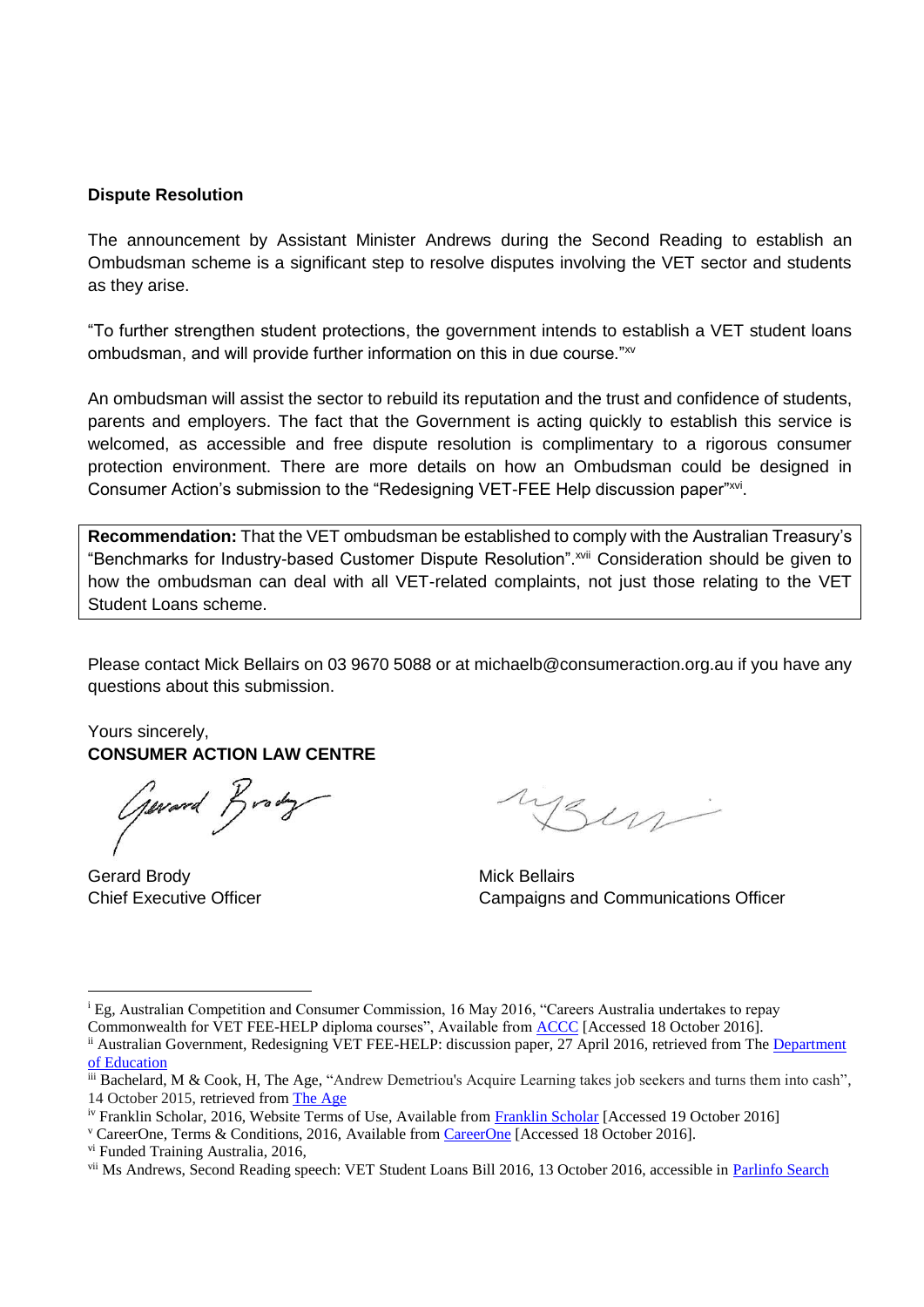**Dispute Resolution**

The announcement by Assistant Minister Andrews during the Second Reading to establish an Ombudsman scheme is a significant step to resolve disputes involving the VET sector and students as they arise.

"To further strengthen student protections, the government intends to establish a VET student loans ombudsman, and will provide further information on this in due course."[xv]

An ombudsman will assist the sector to rebuild its reputation and the trust and confidence of students, parents and employers. The fact that the Government is acting quickly to establish this service is welcomed, as accessible and free dispute resolution is complimentary to a rigorous consumer protection environment. There are more details on how an Ombudsman could be designed in Consumer Action's submission to the "Redesigning VET-FEE Help discussion paper"[xvi].

**Recommendation:** That the VET ombudsman be established to comply with the Australian Treasury's "Benchmarks for Industry-based Customer Dispute Resolution".[xvii] Consideration should be given to how the ombudsman can deal with all VET-related complaints, not just those relating to the VET Student Loans scheme.

Please contact Mick Bellairs on 03 9670 5088 or at michaelb@consumeraction.org.au if you have any questions about this submission.

Yours sincerely,
**CONSUMER ACTION LAW CENTRE**

Gerard Brody
Chief Executive Officer

Mick Bellairs
Campaigns and Communications Officer

---

[i] Eg, Australian Competition and Consumer Commission, 16 May 2016, "Careers Australia undertakes to repay Commonwealth for VET FEE-HELP diploma courses", Available from ACCC [Accessed 18 October 2016].

[ii] Australian Government, Redesigning VET FEE-HELP: discussion paper, 27 April 2016, retrieved from The Department of Education

[iii] Bachelard, M & Cook, H, The Age, "Andrew Demetriou's Acquire Learning takes job seekers and turns them into cash", 14 October 2015, retrieved from The Age

[iv] Franklin Scholar, 2016, Website Terms of Use, Available from Franklin Scholar [Accessed 19 October 2016]

[v] CareerOne, Terms & Conditions, 2016, Available from CareerOne [Accessed 18 October 2016].

[vi] Funded Training Australia, 2016,

[vii] Ms Andrews, Second Reading speech: VET Student Loans Bill 2016, 13 October 2016, accessible in Parlinfo Search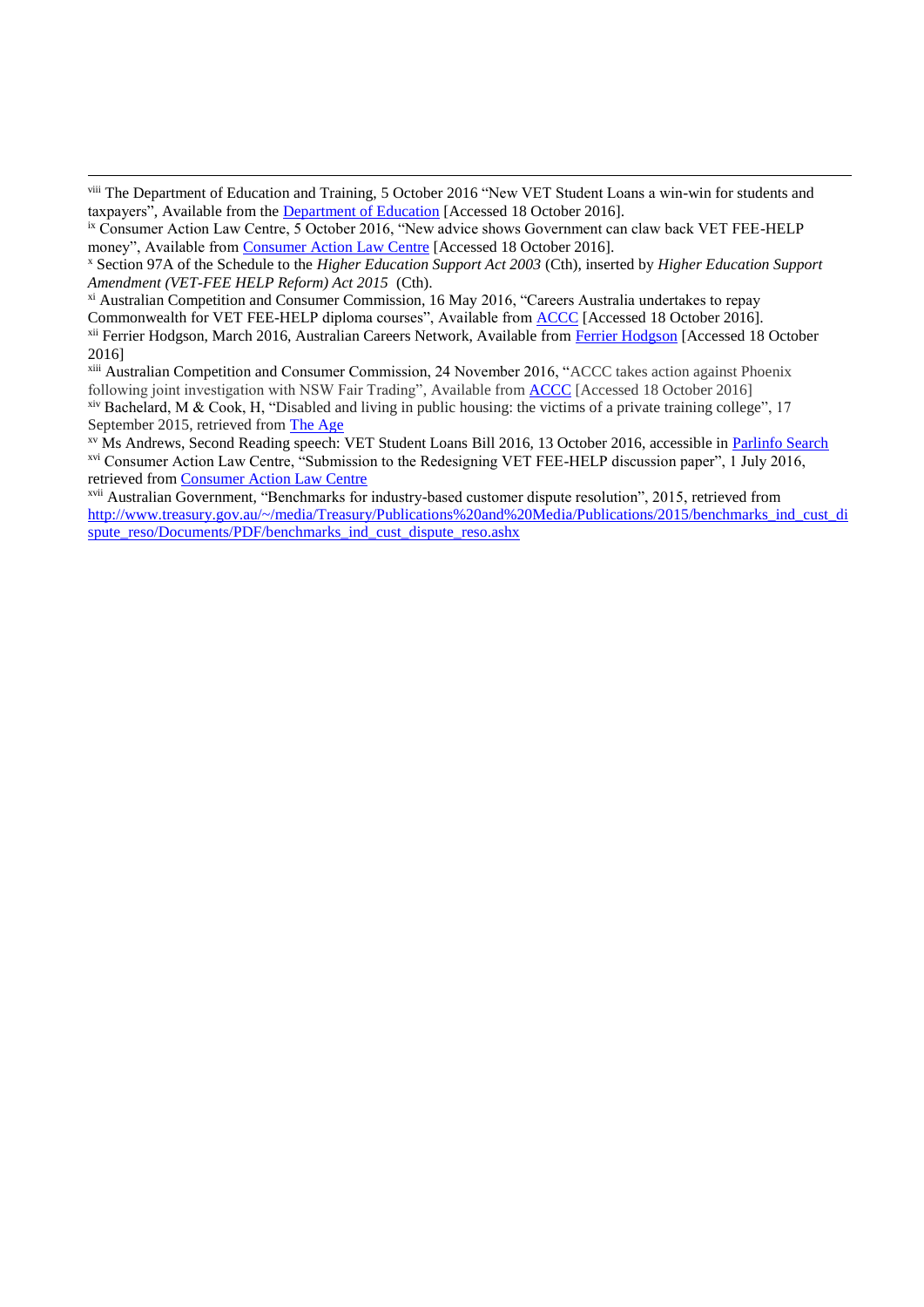[viii] The Department of Education and Training, 5 October 2016 "New VET Student Loans a win-win for students and taxpayers", Available from the Department of Education [Accessed 18 October 2016].

[ix] Consumer Action Law Centre, 5 October 2016, "New advice shows Government can claw back VET FEE-HELP money", Available from Consumer Action Law Centre [Accessed 18 October 2016].

[x] Section 97A of the Schedule to the *Higher Education Support Act 2003* (Cth), inserted by *Higher Education Support Amendment (VET-FEE HELP Reform) Act 2015* (Cth).

[xi] Australian Competition and Consumer Commission, 16 May 2016, "Careers Australia undertakes to repay Commonwealth for VET FEE-HELP diploma courses", Available from ACCC [Accessed 18 October 2016].

[xii] Ferrier Hodgson, March 2016, Australian Careers Network, Available from Ferrier Hodgson [Accessed 18 October 2016]

[xiii] Australian Competition and Consumer Commission, 24 November 2016, "ACCC takes action against Phoenix following joint investigation with NSW Fair Trading", Available from ACCC [Accessed 18 October 2016]

[xiv] Bachelard, M & Cook, H, "Disabled and living in public housing: the victims of a private training college", 17 September 2015, retrieved from The Age

[xv] Ms Andrews, Second Reading speech: VET Student Loans Bill 2016, 13 October 2016, accessible in Parlinfo Search

[xvi] Consumer Action Law Centre, "Submission to the Redesigning VET FEE-HELP discussion paper", 1 July 2016, retrieved from Consumer Action Law Centre

[xvii] Australian Government, "Benchmarks for industry-based customer dispute resolution", 2015, retrieved from http://www.treasury.gov.au/~/media/Treasury/Publications%20and%20Media/Publications/2015/benchmarks_ind_cust_dispute_reso/Documents/PDF/benchmarks_ind_cust_dispute_reso.ashx